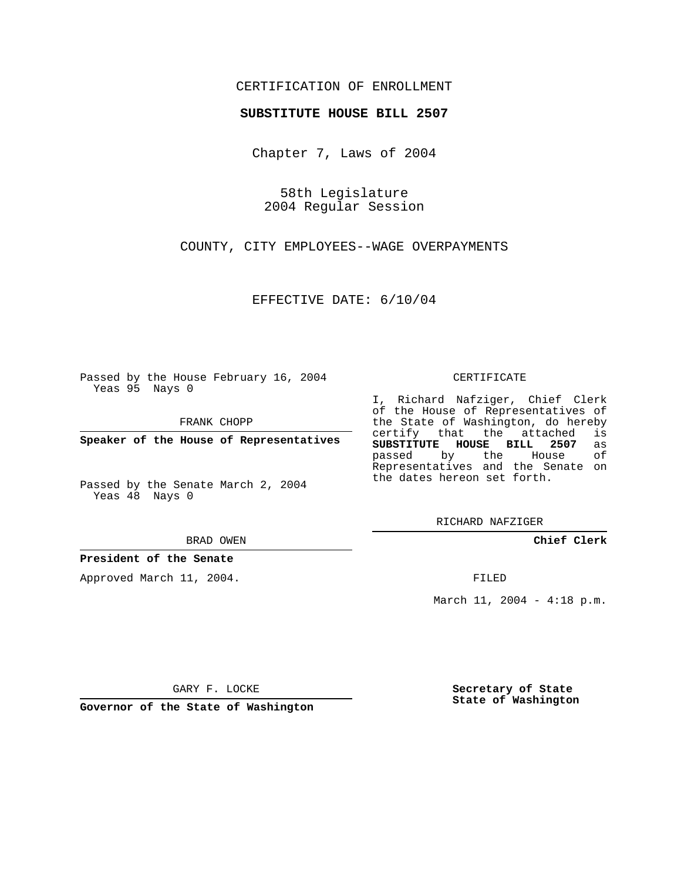CERTIFICATION OF ENROLLMENT

**SUBSTITUTE HOUSE BILL 2507**

Chapter 7, Laws of 2004

58th Legislature
2004 Regular Session

COUNTY, CITY EMPLOYEES--WAGE OVERPAYMENTS

EFFECTIVE DATE: 6/10/04

Passed by the House February 16, 2004
Yeas 95 Nays 0

FRANK CHOPP

**Speaker of the House of Representatives**

Passed by the Senate March 2, 2004
Yeas 48 Nays 0

BRAD OWEN

**President of the Senate**

Approved March 11, 2004.

GARY F. LOCKE

**Governor of the State of Washington**

CERTIFICATE

I, Richard Nafziger, Chief Clerk of the House of Representatives of the State of Washington, do hereby certify that the attached is **SUBSTITUTE HOUSE BILL 2507** as passed by the House of Representatives and the Senate on the dates hereon set forth.

RICHARD NAFZIGER

**Chief Clerk**

FILED

March 11, 2004 - 4:18 p.m.

**Secretary of State**
**State of Washington**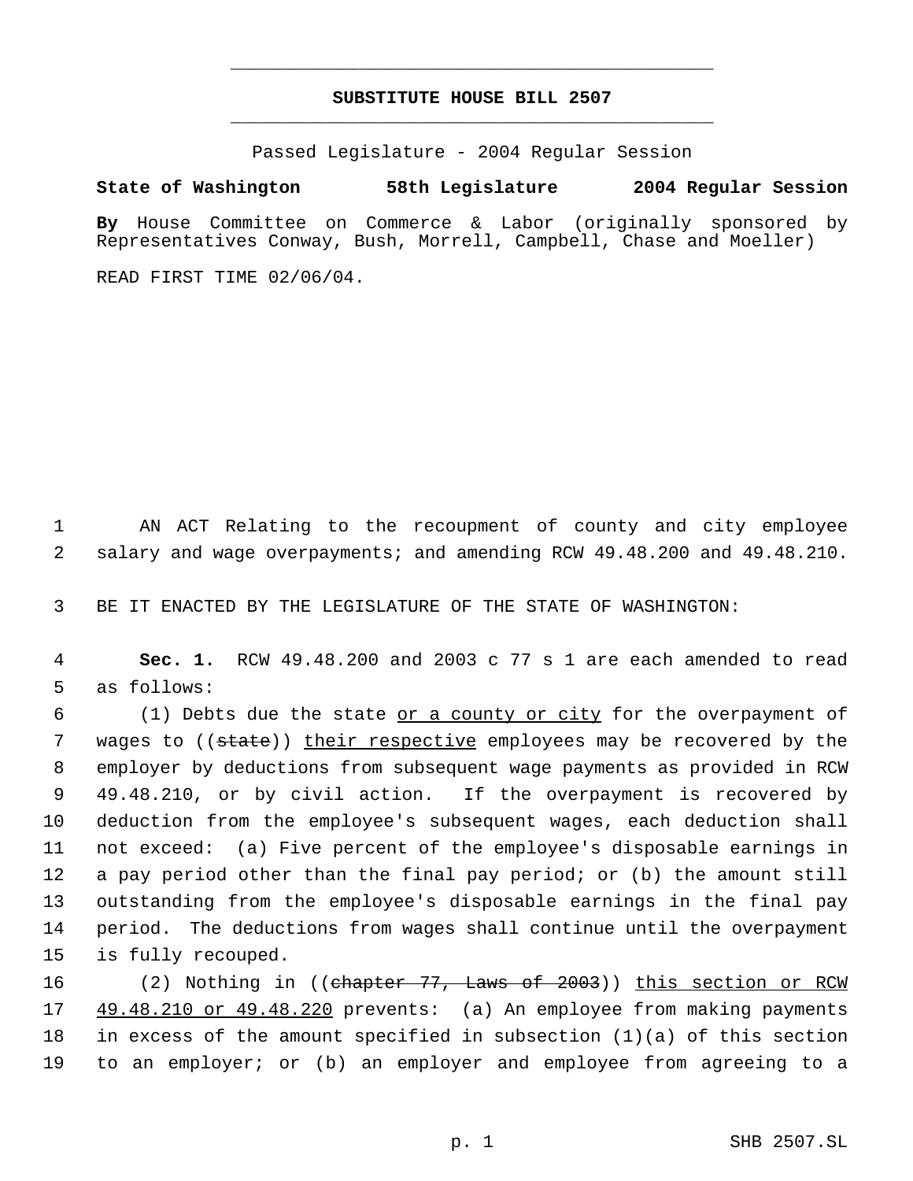# SUBSTITUTE HOUSE BILL 2507

Passed Legislature - 2004 Regular Session

**State of Washington 58th Legislature 2004 Regular Session**

**By** House Committee on Commerce & Labor (originally sponsored by Representatives Conway, Bush, Morrell, Campbell, Chase and Moeller)

READ FIRST TIME 02/06/04.

AN ACT Relating to the recoupment of county and city employee salary and wage overpayments; and amending RCW 49.48.200 and 49.48.210.

BE IT ENACTED BY THE LEGISLATURE OF THE STATE OF WASHINGTON:

**Sec. 1.** RCW 49.48.200 and 2003 c 77 s 1 are each amended to read as follows:

(1) Debts due the state or a county or city for the overpayment of wages to ((~~state~~)) their respective employees may be recovered by the employer by deductions from subsequent wage payments as provided in RCW 49.48.210, or by civil action. If the overpayment is recovered by deduction from the employee's subsequent wages, each deduction shall not exceed: (a) Five percent of the employee's disposable earnings in a pay period other than the final pay period; or (b) the amount still outstanding from the employee's disposable earnings in the final pay period. The deductions from wages shall continue until the overpayment is fully recouped.

(2) Nothing in ((~~chapter 77, Laws of 2003~~)) this section or RCW 49.48.210 or 49.48.220 prevents: (a) An employee from making payments in excess of the amount specified in subsection (1)(a) of this section to an employer; or (b) an employer and employee from agreeing to a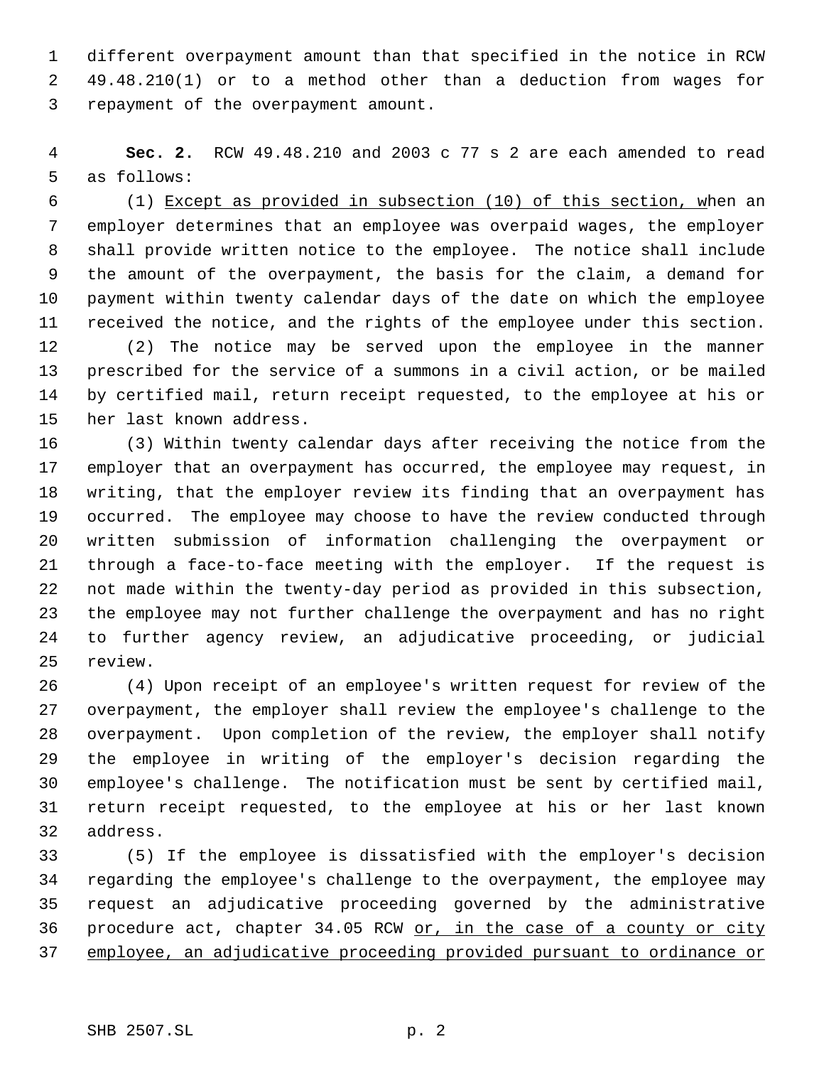different overpayment amount than that specified in the notice in RCW 49.48.210(1) or to a method other than a deduction from wages for repayment of the overpayment amount.

**Sec. 2.** RCW 49.48.210 and 2003 c 77 s 2 are each amended to read as follows:

(1) Except as provided in subsection (10) of this section, when an employer determines that an employee was overpaid wages, the employer shall provide written notice to the employee. The notice shall include the amount of the overpayment, the basis for the claim, a demand for payment within twenty calendar days of the date on which the employee received the notice, and the rights of the employee under this section.

(2) The notice may be served upon the employee in the manner prescribed for the service of a summons in a civil action, or be mailed by certified mail, return receipt requested, to the employee at his or her last known address.

(3) Within twenty calendar days after receiving the notice from the employer that an overpayment has occurred, the employee may request, in writing, that the employer review its finding that an overpayment has occurred. The employee may choose to have the review conducted through written submission of information challenging the overpayment or through a face-to-face meeting with the employer. If the request is not made within the twenty-day period as provided in this subsection, the employee may not further challenge the overpayment and has no right to further agency review, an adjudicative proceeding, or judicial review.

(4) Upon receipt of an employee's written request for review of the overpayment, the employer shall review the employee's challenge to the overpayment. Upon completion of the review, the employer shall notify the employee in writing of the employer's decision regarding the employee's challenge. The notification must be sent by certified mail, return receipt requested, to the employee at his or her last known address.

(5) If the employee is dissatisfied with the employer's decision regarding the employee's challenge to the overpayment, the employee may request an adjudicative proceeding governed by the administrative procedure act, chapter 34.05 RCW or, in the case of a county or city employee, an adjudicative proceeding provided pursuant to ordinance or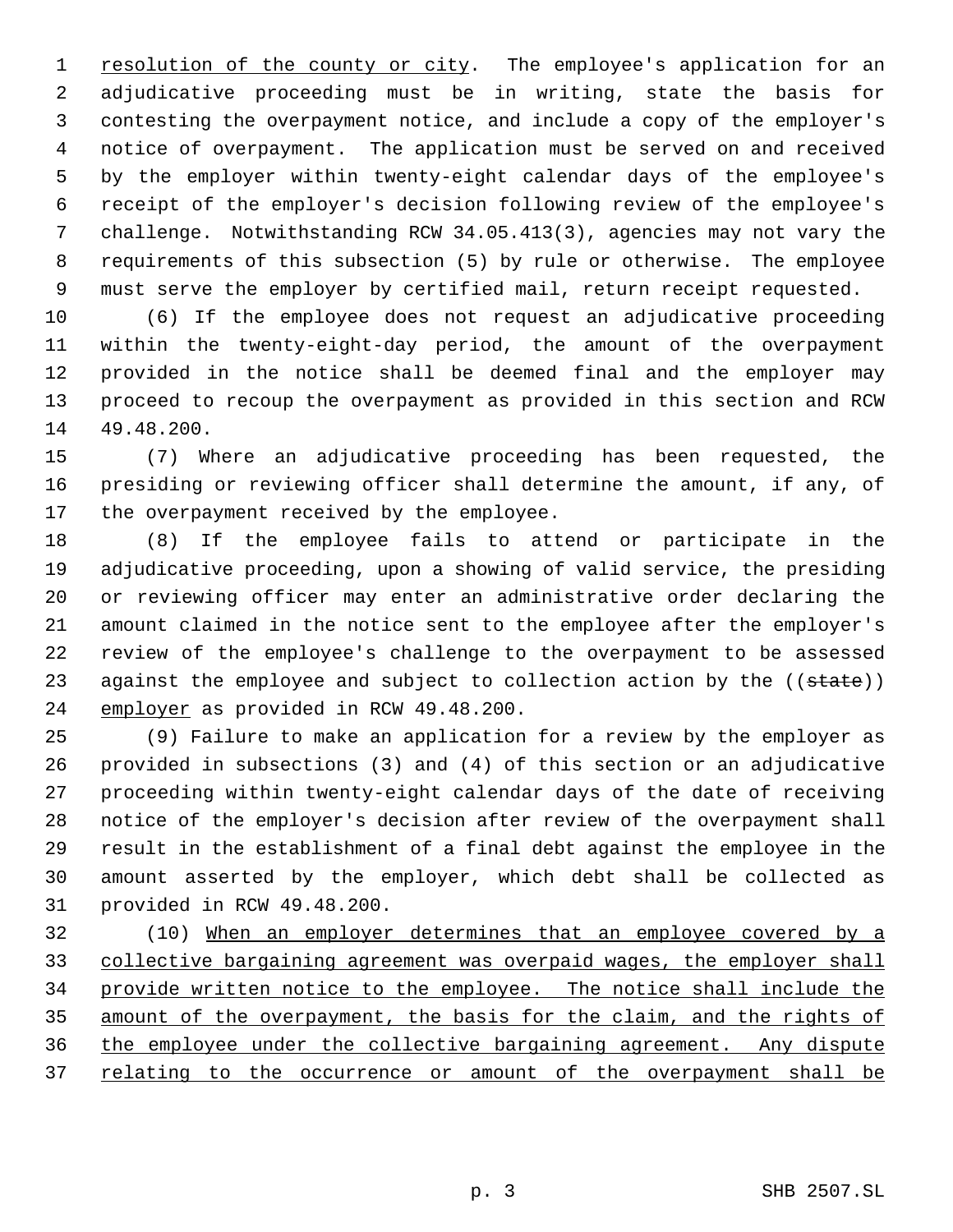resolution of the county or city. The employee's application for an adjudicative proceeding must be in writing, state the basis for contesting the overpayment notice, and include a copy of the employer's notice of overpayment. The application must be served on and received by the employer within twenty-eight calendar days of the employee's receipt of the employer's decision following review of the employee's challenge. Notwithstanding RCW 34.05.413(3), agencies may not vary the requirements of this subsection (5) by rule or otherwise. The employee must serve the employer by certified mail, return receipt requested.

(6) If the employee does not request an adjudicative proceeding within the twenty-eight-day period, the amount of the overpayment provided in the notice shall be deemed final and the employer may proceed to recoup the overpayment as provided in this section and RCW 49.48.200.

(7) Where an adjudicative proceeding has been requested, the presiding or reviewing officer shall determine the amount, if any, of the overpayment received by the employee.

(8) If the employee fails to attend or participate in the adjudicative proceeding, upon a showing of valid service, the presiding or reviewing officer may enter an administrative order declaring the amount claimed in the notice sent to the employee after the employer's review of the employee's challenge to the overpayment to be assessed against the employee and subject to collection action by the ((~~state~~)) employer as provided in RCW 49.48.200.

(9) Failure to make an application for a review by the employer as provided in subsections (3) and (4) of this section or an adjudicative proceeding within twenty-eight calendar days of the date of receiving notice of the employer's decision after review of the overpayment shall result in the establishment of a final debt against the employee in the amount asserted by the employer, which debt shall be collected as provided in RCW 49.48.200.

(10) When an employer determines that an employee covered by a collective bargaining agreement was overpaid wages, the employer shall provide written notice to the employee. The notice shall include the amount of the overpayment, the basis for the claim, and the rights of the employee under the collective bargaining agreement. Any dispute relating to the occurrence or amount of the overpayment shall be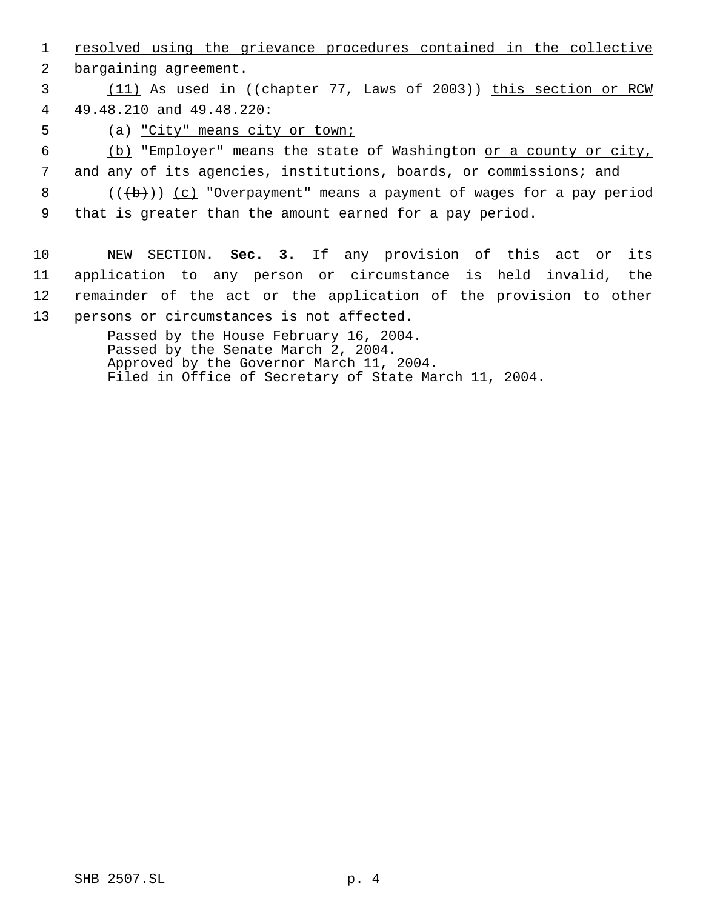resolved using the grievance procedures contained in the collective bargaining agreement.

(11) As used in ((chapter 77, Laws of 2003)) this section or RCW 49.48.210 and 49.48.220:

(a) "City" means city or town;

(b) "Employer" means the state of Washington or a county or city, and any of its agencies, institutions, boards, or commissions; and

(((b))) (c) "Overpayment" means a payment of wages for a pay period that is greater than the amount earned for a pay period.

NEW SECTION. **Sec. 3.** If any provision of this act or its application to any person or circumstance is held invalid, the remainder of the act or the application of the provision to other persons or circumstances is not affected.

Passed by the House February 16, 2004.
Passed by the Senate March 2, 2004.
Approved by the Governor March 11, 2004.
Filed in Office of Secretary of State March 11, 2004.